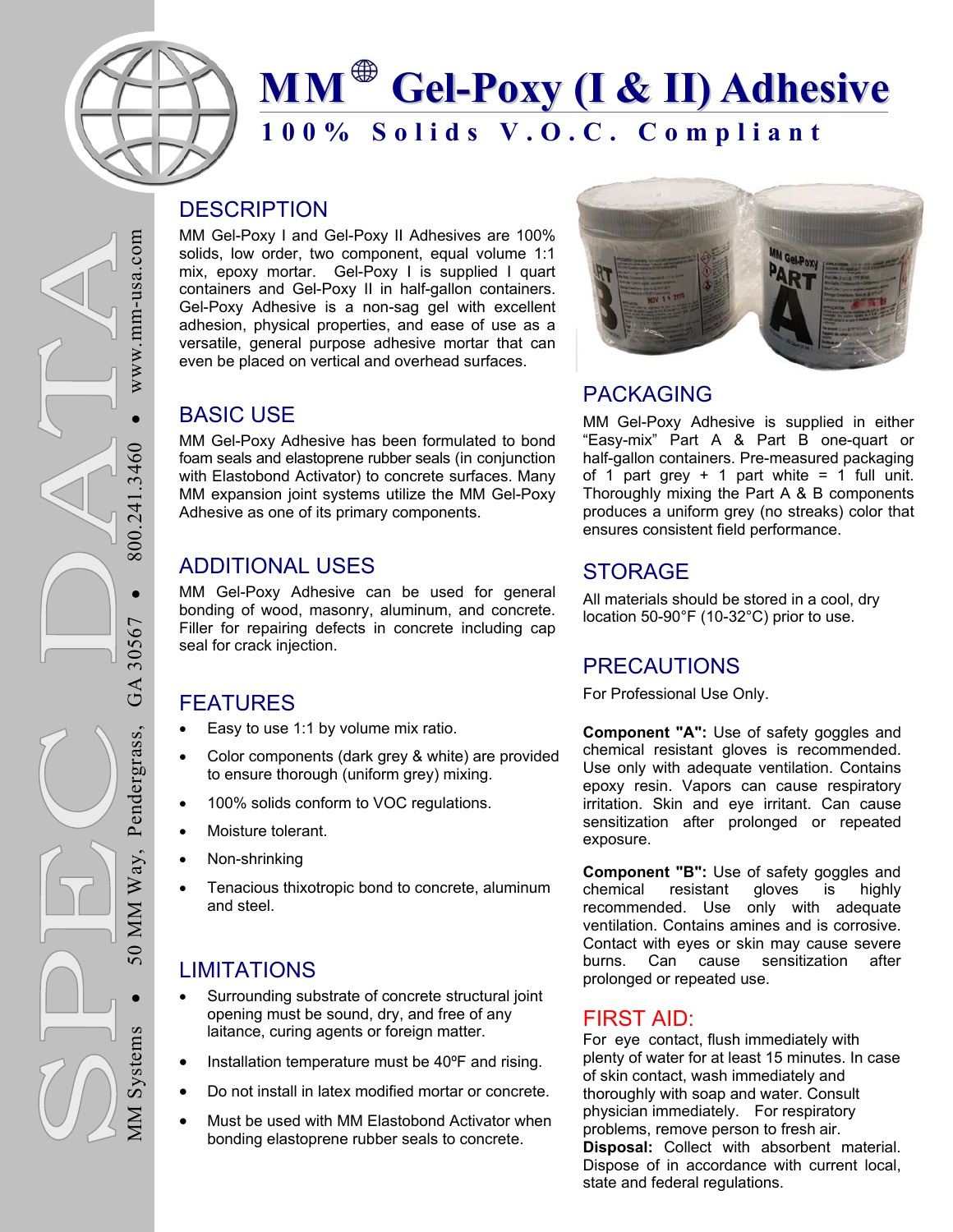# MM Gel-Poxy (I & II) Adhesive

**100% Solids V.O.C. Compliant**

## DESCRIPTION

MM Gel-Poxy I and Gel-Poxy II Adhesives are 100% solids, low order, two component, equal volume 1:1 mix, epoxy mortar. Gel-Poxy I is supplied I quart containers and Gel-Poxy II in half-gallon containers. Gel-Poxy Adhesive is a non-sag gel with excellent adhesion, physical properties, and ease of use as a versatile, general purpose adhesive mortar that can even be placed on vertical and overhead surfaces.

## BASIC USE

MM Gel-Poxy Adhesive has been formulated to bond foam seals and elastoprene rubber seals (in conjunction with Elastobond Activator) to concrete surfaces. Many MM expansion joint systems utilize the MM Gel-Poxy Adhesive as one of its primary components.

## ADDITIONAL USES

MM Gel-Poxy Adhesive can be used for general bonding of wood, masonry, aluminum, and concrete. Filler for repairing defects in concrete including cap seal for crack injection.

## FEATURES

- Easy to use 1:1 by volume mix ratio.
- Color components (dark grey & white) are provided to ensure thorough (uniform grey) mixing.
- 100% solids conform to VOC regulations.
- Moisture tolerant.
- Non-shrinking
- Tenacious thixotropic bond to concrete, aluminum and steel.

## LIMITATIONS

- Surrounding substrate of concrete structural joint opening must be sound, dry, and free of any laitance, curing agents or foreign matter.
- Installation temperature must be 40ºF and rising.
- Do not install in latex modified mortar or concrete.
- Must be used with MM Elastobond Activator when bonding elastoprene rubber seals to concrete.

## PACKAGING

MM Gel-Poxy Adhesive is supplied in either "Easy-mix" Part A & Part B one-quart or half-gallon containers. Pre-measured packaging of 1 part grey + 1 part white = 1 full unit. Thoroughly mixing the Part A & B components produces a uniform grey (no streaks) color that ensures consistent field performance.

## STORAGE

All materials should be stored in a cool, dry location 50-90°F (10-32°C) prior to use.

## PRECAUTIONS

For Professional Use Only.

**Component "A":** Use of safety goggles and chemical resistant gloves is recommended. Use only with adequate ventilation. Contains epoxy resin. Vapors can cause respiratory irritation. Skin and eye irritant. Can cause sensitization after prolonged or repeated exposure.

**Component "B":** Use of safety goggles and chemical resistant gloves is highly recommended. Use only with adequate ventilation. Contains amines and is corrosive. Contact with eyes or skin may cause severe burns. Can cause sensitization after prolonged or repeated use.

## FIRST AID:

For eye contact, flush immediately with plenty of water for at least 15 minutes. In case of skin contact, wash immediately and thoroughly with soap and water. Consult physician immediately. For respiratory problems, remove person to fresh air.

**Disposal:** Collect with absorbent material. Dispose of in accordance with current local, state and federal regulations.

MM Systems • 50 MM Way, Pendergrass, GA 30567 • 800.241.3460 • www.mm-usa.com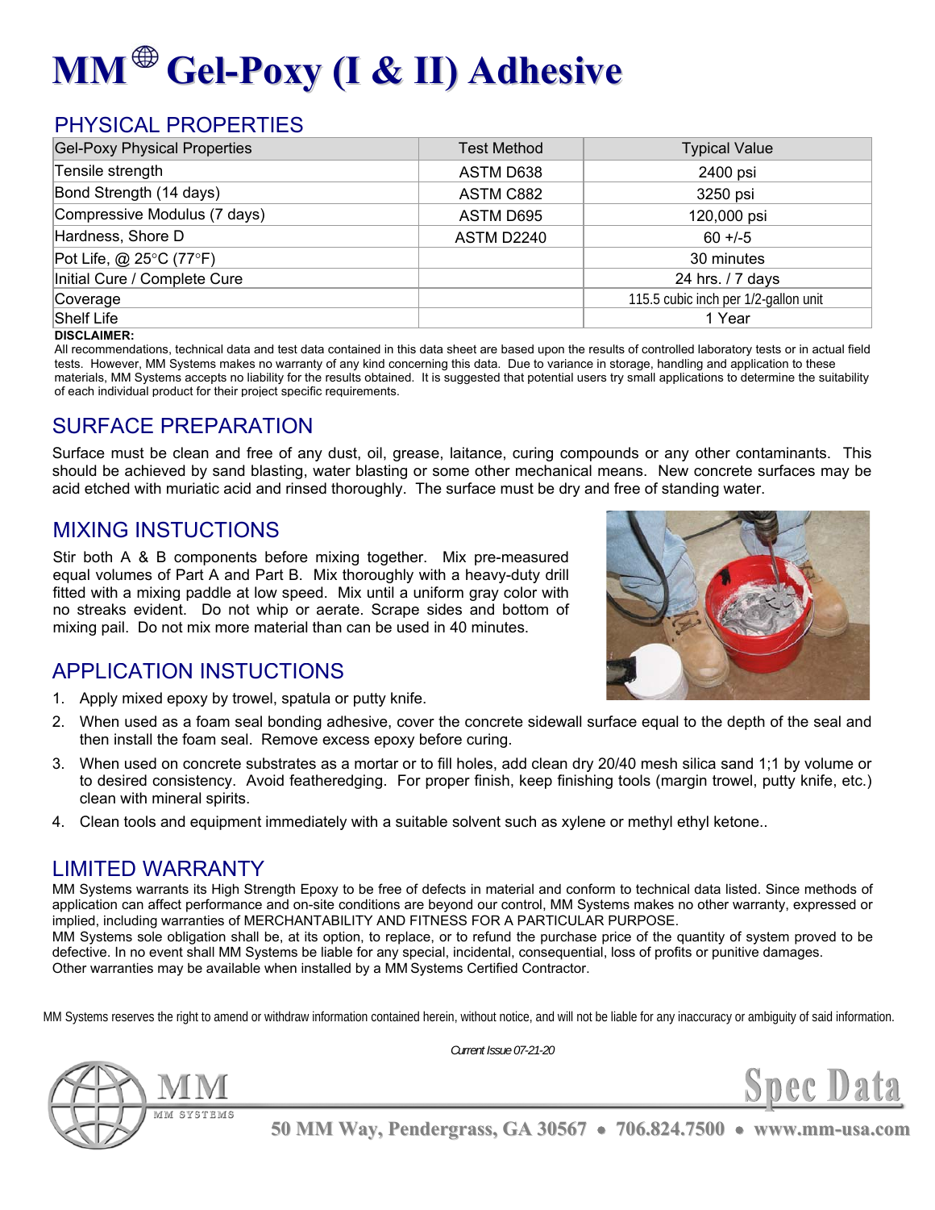# MM Gel-Poxy (I & II) Adhesive

## PHYSICAL PROPERTIES

| Gel-Poxy Physical Properties | Test Method | Typical Value |
|---|---|---|
| Tensile strength | ASTM D638 | 2400 psi |
| Bond Strength (14 days) | ASTM C882 | 3250 psi |
| Compressive Modulus (7 days) | ASTM D695 | 120,000 psi |
| Hardness, Shore D | ASTM D2240 | 60 +/-5 |
| Pot Life, @ 25°C (77°F) | | 30 minutes |
| Initial Cure / Complete Cure | | 24 hrs. / 7 days |
| Coverage | | 115.5 cubic inch per 1/2-gallon unit |
| Shelf Life | | 1 Year |

**DISCLAIMER:**
All recommendations, technical data and test data contained in this data sheet are based upon the results of controlled laboratory tests or in actual field tests. However, MM Systems makes no warranty of any kind concerning this data. Due to variance in storage, handling and application to these materials, MM Systems accepts no liability for the results obtained. It is suggested that potential users try small applications to determine the suitability of each individual product for their project specific requirements.

## SURFACE PREPARATION

Surface must be clean and free of any dust, oil, grease, laitance, curing compounds or any other contaminants. This should be achieved by sand blasting, water blasting or some other mechanical means. New concrete surfaces may be acid etched with muriatic acid and rinsed thoroughly. The surface must be dry and free of standing water.

## MIXING INSTUCTIONS

Stir both A & B components before mixing together. Mix pre-measured equal volumes of Part A and Part B. Mix thoroughly with a heavy-duty drill fitted with a mixing paddle at low speed. Mix until a uniform gray color with no streaks evident. Do not whip or aerate. Scrape sides and bottom of mixing pail. Do not mix more material than can be used in 40 minutes.

## APPLICATION INSTUCTIONS

1. Apply mixed epoxy by trowel, spatula or putty knife.
2. When used as a foam seal bonding adhesive, cover the concrete sidewall surface equal to the depth of the seal and then install the foam seal. Remove excess epoxy before curing.
3. When used on concrete substrates as a mortar or to fill holes, add clean dry 20/40 mesh silica sand 1;1 by volume or to desired consistency. Avoid featheredging. For proper finish, keep finishing tools (margin trowel, putty knife, etc.) clean with mineral spirits.
4. Clean tools and equipment immediately with a suitable solvent such as xylene or methyl ethyl ketone..

## LIMITED WARRANTY

MM Systems warrants its High Strength Epoxy to be free of defects in material and conform to technical data listed. Since methods of application can affect performance and on-site conditions are beyond our control, MM Systems makes no other warranty, expressed or implied, including warranties of MERCHANTABILITY AND FITNESS FOR A PARTICULAR PURPOSE.
MM Systems sole obligation shall be, at its option, to replace, or to refund the purchase price of the quantity of system proved to be defective. In no event shall MM Systems be liable for any special, incidental, consequential, loss of profits or punitive damages.
Other warranties may be available when installed by a MM Systems Certified Contractor.

MM Systems reserves the right to amend or withdraw information contained herein, without notice, and will not be liable for any inaccuracy or ambiguity of said information.

*Current Issue 07-21-20*

MM SYSTEMS

Spec Data

50 MM Way, Pendergrass, GA 30567 • 706.824.7500 • www.mm-usa.com